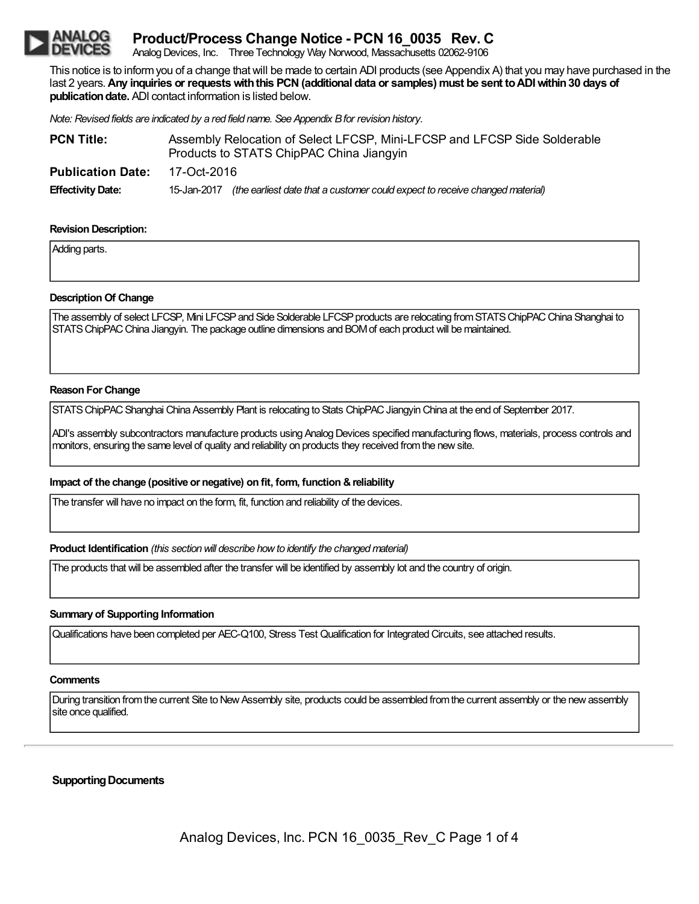# Product/Process Change Notice - PCN 16_0035 Rev. C

Analog Devices, Inc. Three Technology Way Norwood, Massachusetts 02062-9106

This notice is to inform you of a change that will be made to certain ADI products (see Appendix A) that you may have purchased in the last 2 years. **Any inquiries or requests with this PCN (additional data or samples) must be sent to ADI within 30 days of publication date.** ADI contact information is listed below.

*Note: Revised fields are indicated by a red field name. See Appendix B for revision history.*

**PCN Title:** Assembly Relocation of Select LFCSP, Mini-LFCSP and LFCSP Side Solderable Products to STATS ChipPAC China Jiangyin

**Publication Date:** 17-Oct-2016

**Effectivity Date:** 15-Jan-2017 *(the earliest date that a customer could expect to receive changed material)*

**Revision Description:**

Adding parts.

**Description Of Change**

The assembly of select LFCSP, Mini LFCSP and Side Solderable LFCSP products are relocating from STATS ChipPAC China Shanghai to STATS ChipPAC China Jiangyin. The package outline dimensions and BOM of each product will be maintained.

**Reason For Change**

STATS ChipPAC Shanghai China Assembly Plant is relocating to Stats ChipPAC Jiangyin China at the end of September 2017.

ADI's assembly subcontractors manufacture products using Analog Devices specified manufacturing flows, materials, process controls and monitors, ensuring the same level of quality and reliability on products they received from the new site.

**Impact of the change (positive or negative) on fit, form, function & reliability**

The transfer will have no impact on the form, fit, function and reliability of the devices.

**Product Identification** *(this section will describe how to identify the changed material)*

The products that will be assembled after the transfer will be identified by assembly lot and the country of origin.

**Summary of Supporting Information**

Qualifications have been completed per AEC-Q100, Stress Test Qualification for Integrated Circuits, see attached results.

**Comments**

During transition from the current Site to New Assembly site, products could be assembled from the current assembly or the new assembly site once qualified.

---

**Supporting Documents**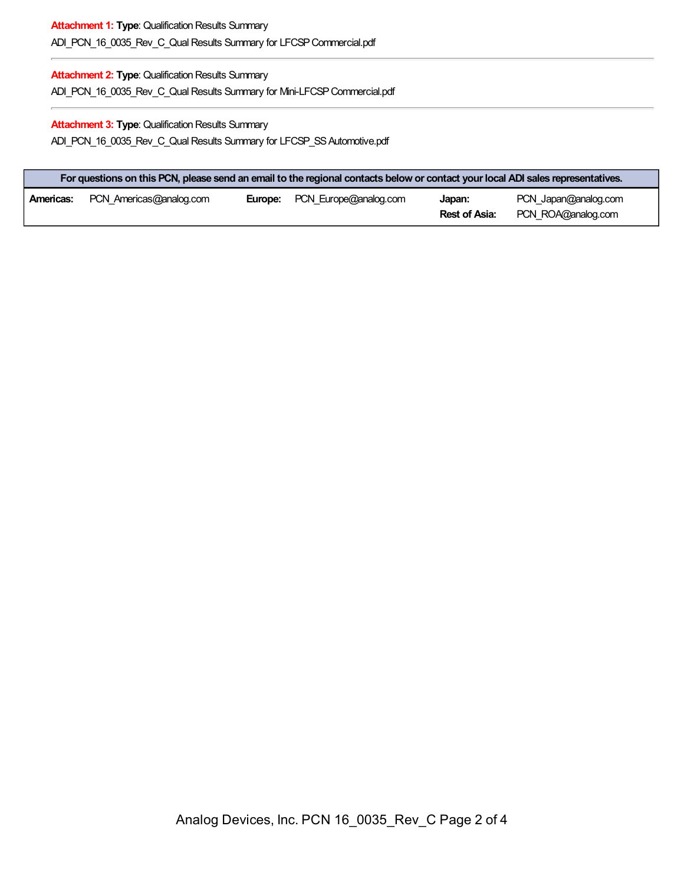**Attachment 1: Type**: Qualification Results Summary

ADI_PCN_16_0035_Rev_C_Qual Results Summary for LFCSP Commercial.pdf

---

**Attachment 2: Type**: Qualification Results Summary

ADI_PCN_16_0035_Rev_C_Qual Results Summary for Mini-LFCSP Commercial.pdf

---

**Attachment 3: Type**: Qualification Results Summary

ADI_PCN_16_0035_Rev_C_Qual Results Summary for LFCSP_SS Automotive.pdf

| For questions on this PCN, please send an email to the regional contacts below or contact your local ADI sales representatives. | | | | | |
|---|---|---|---|---|---|
| **Americas:** | PCN_Americas@analog.com | **Europe:** | PCN_Europe@analog.com | **Japan:** | PCN_Japan@analog.com |
| | | | | **Rest of Asia:** | PCN_ROA@analog.com |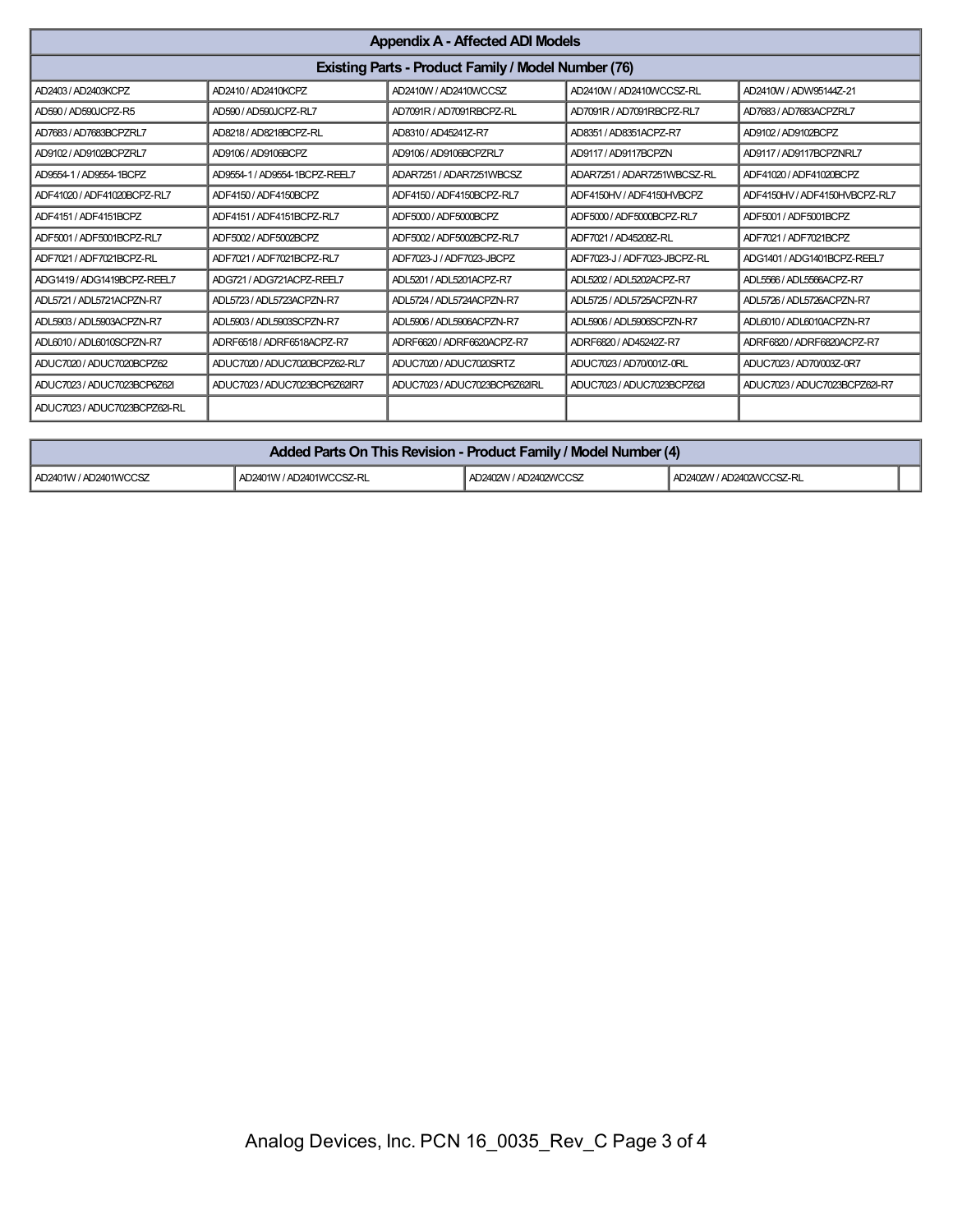## Appendix A - Affected ADI Models

### Existing Parts - Product Family / Model Number (76)

| | | | | |
|---|---|---|---|---|
| AD2403 / AD2403KCPZ | AD2410 / AD2410KCPZ | AD2410W / AD2410WCCSZ | AD2410W / AD2410WCCSZ-RL | AD2410W / ADW95144Z-21 |
| AD590 / AD590JCPZ-R5 | AD590 / AD590JCPZ-RL7 | AD7091R / AD7091RBCPZ-RL | AD7091R / AD7091RBCPZ-RL7 | AD7683 / AD7683ACPZRL7 |
| AD7683 / AD7683BCPZRL7 | AD8218 / AD8218BCPZ-RL | AD8310 / AD45241Z-R7 | AD8351 / AD8351ACPZ-R7 | AD9102 / AD9102BCPZ |
| AD9102 / AD9102BCPZRL7 | AD9106 / AD9106BCPZ | AD9106 / AD9106BCPZRL7 | AD9117 / AD9117BCPZN | AD9117 / AD9117BCPZNRL7 |
| AD9554-1 / AD9554-1BCPZ | AD9554-1 / AD9554-1BCPZ-REEL7 | ADAR7251 / ADAR7251WBCSZ | ADAR7251 / ADAR7251WBCSZ-RL | ADF41020 / ADF41020BCPZ |
| ADF41020 / ADF41020BCPZ-RL7 | ADF4150 / ADF4150BCPZ | ADF4150 / ADF4150BCPZ-RL7 | ADF4150HV / ADF4150HVBCPZ | ADF4150HV / ADF4150HVBCPZ-RL7 |
| ADF4151 / ADF4151BCPZ | ADF4151 / ADF4151BCPZ-RL7 | ADF5000 / ADF5000BCPZ | ADF5000 / ADF5000BCPZ-RL7 | ADF5001 / ADF5001BCPZ |
| ADF5001 / ADF5001BCPZ-RL7 | ADF5002 / ADF5002BCPZ | ADF5002 / ADF5002BCPZ-RL7 | ADF7021 / AD45208Z-RL | ADF7021 / ADF7021BCPZ |
| ADF7021 / ADF7021BCPZ-RL | ADF7021 / ADF7021BCPZ-RL7 | ADF7023-J / ADF7023-JBCPZ | ADF7023-J / ADF7023-JBCPZ-RL | ADG1401 / ADG1401BCPZ-REEL7 |
| ADG1419 / ADG1419BCPZ-REEL7 | ADG721 / ADG721ACPZ-REEL7 | ADL5201 / ADL5201ACPZ-R7 | ADL5202 / ADL5202ACPZ-R7 | ADL5566 / ADL5566ACPZ-R7 |
| ADL5721 / ADL5721ACPZN-R7 | ADL5723 / ADL5723ACPZN-R7 | ADL5724 / ADL5724ACPZN-R7 | ADL5725 / ADL5725ACPZN-R7 | ADL5726 / ADL5726ACPZN-R7 |
| ADL5903 / ADL5903ACPZN-R7 | ADL5903 / ADL5903SCPZN-R7 | ADL5906 / ADL5906ACPZN-R7 | ADL5906 / ADL5906SCPZN-R7 | ADL6010 / ADL6010ACPZN-R7 |
| ADL6010 / ADL6010SCPZN-R7 | ADRF6518 / ADRF6518ACPZ-R7 | ADRF6620 / ADRF6620ACPZ-R7 | ADRF6820 / AD45242Z-R7 | ADRF6820 / ADRF6820ACPZ-R7 |
| ADUC7020 / ADUC7020BCPZ62 | ADUC7020 / ADUC7020BCPZ62-RL7 | ADUC7020 / ADUC7020SRTZ | ADUC7023 / AD70/001Z-0RL | ADUC7023 / AD70/003Z-0R7 |
| ADUC7023 / ADUC7023BCP6Z62I | ADUC7023 / ADUC7023BCP6Z62IR7 | ADUC7023 / ADUC7023BCP6Z62IRL | ADUC7023 / ADUC7023BCPZ62I | ADUC7023 / ADUC7023BCPZ62I-R7 |
| ADUC7023 / ADUC7023BCPZ62I-RL | | | | |

### Added Parts On This Revision - Product Family / Model Number (4)

| | | | | |
|---|---|---|---|---|
| AD2401W / AD2401WCCSZ | AD2401W / AD2401WCCSZ-RL | AD2402W / AD2402WCCSZ | AD2402W / AD2402WCCSZ-RL | |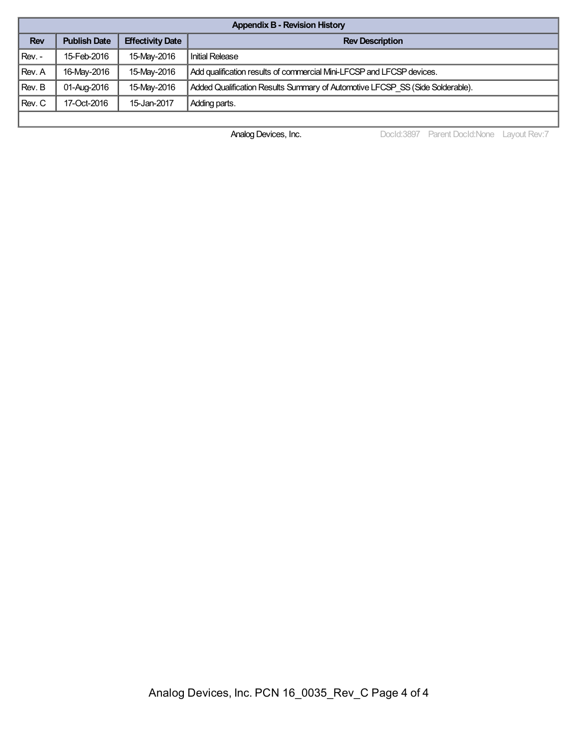| Appendix B - Revision History | | | |
|---|---|---|---|
| **Rev** | **Publish Date** | **Effectivity Date** | **Rev Description** |
| Rev. - | 15-Feb-2016 | 15-May-2016 | Initial Release |
| Rev. A | 16-May-2016 | 15-May-2016 | Add qualification results of commercial Mini-LFCSP and LFCSP devices. |
| Rev. B | 01-Aug-2016 | 15-May-2016 | Added Qualification Results Summary of Automotive LFCSP_SS (Side Solderable). |
| Rev. C | 17-Oct-2016 | 15-Jan-2017 | Adding parts. |

Analog Devices, Inc. DocId:3897 Parent DocId:None Layout Rev:7